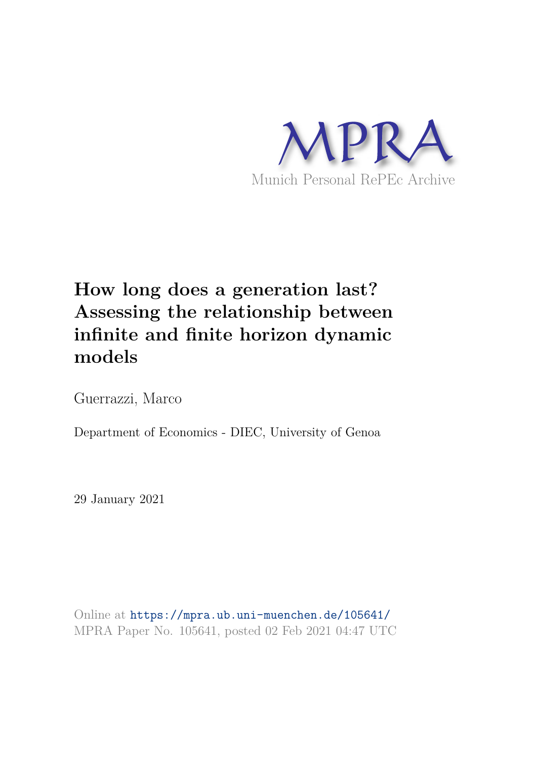MPRA

Munich Personal RePEc Archive

# How long does a generation last? Assessing the relationship between infinite and finite horizon dynamic models

Guerrazzi, Marco

Department of Economics - DIEC, University of Genoa

29 January 2021

Online at https://mpra.ub.uni-muenchen.de/105641/
MPRA Paper No. 105641, posted 02 Feb 2021 04:47 UTC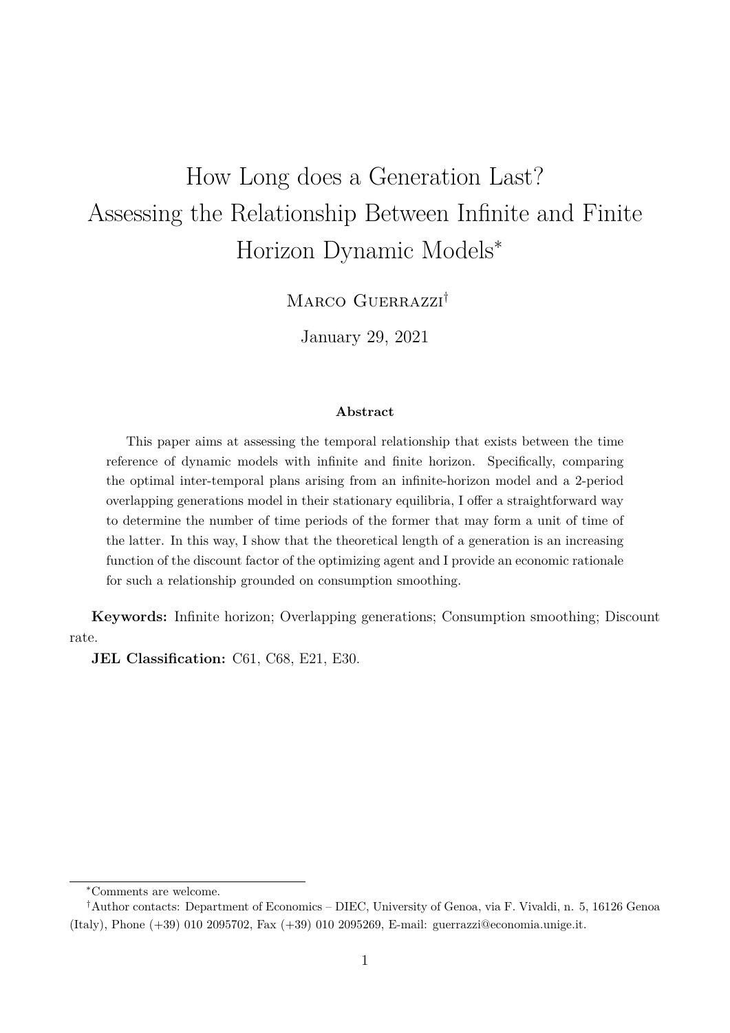# How Long does a Generation Last? Assessing the Relationship Between Infinite and Finite Horizon Dynamic Models*

Marco Guerrazzi[†]

January 29, 2021

### Abstract

This paper aims at assessing the temporal relationship that exists between the time reference of dynamic models with infinite and finite horizon. Specifically, comparing the optimal inter-temporal plans arising from an infinite-horizon model and a 2-period overlapping generations model in their stationary equilibria, I offer a straightforward way to determine the number of time periods of the former that may form a unit of time of the latter. In this way, I show that the theoretical length of a generation is an increasing function of the discount factor of the optimizing agent and I provide an economic rationale for such a relationship grounded on consumption smoothing.

**Keywords:** Infinite horizon; Overlapping generations; Consumption smoothing; Discount rate.

**JEL Classification:** C61, C68, E21, E30.

---

*Comments are welcome.

[†]Author contacts: Department of Economics – DIEC, University of Genoa, via F. Vivaldi, n. 5, 16126 Genoa (Italy), Phone (+39) 010 2095702, Fax (+39) 010 2095269, E-mail: guerrazzi@economia.unige.it.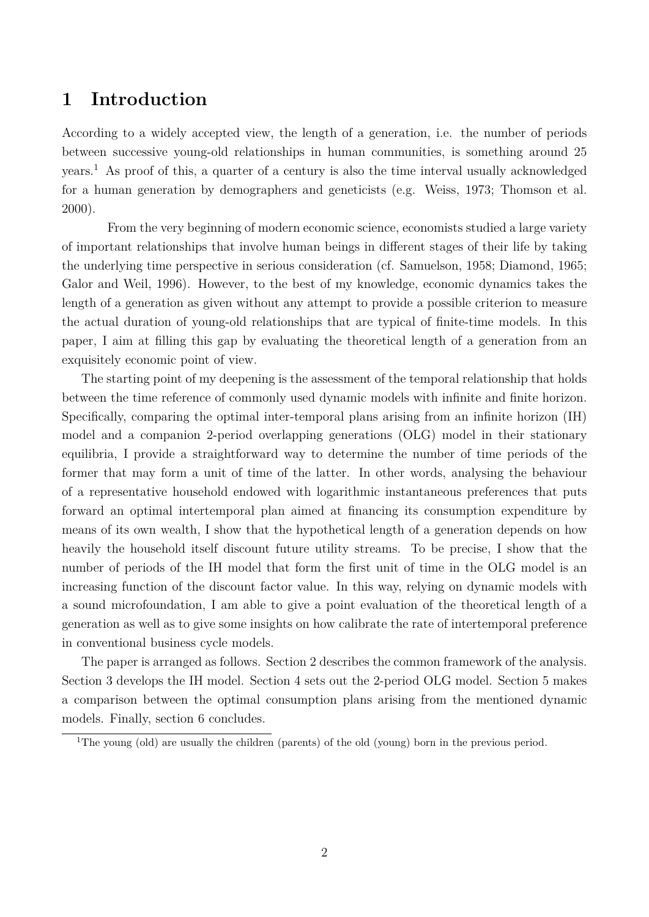# 1 Introduction

According to a widely accepted view, the length of a generation, i.e. the number of periods between successive young-old relationships in human communities, is something around 25 years.[1] As proof of this, a quarter of a century is also the time interval usually acknowledged for a human generation by demographers and geneticists (e.g. Weiss, 1973; Thomson et al. 2000).

From the very beginning of modern economic science, economists studied a large variety of important relationships that involve human beings in different stages of their life by taking the underlying time perspective in serious consideration (cf. Samuelson, 1958; Diamond, 1965; Galor and Weil, 1996). However, to the best of my knowledge, economic dynamics takes the length of a generation as given without any attempt to provide a possible criterion to measure the actual duration of young-old relationships that are typical of finite-time models. In this paper, I aim at filling this gap by evaluating the theoretical length of a generation from an exquisitely economic point of view.

The starting point of my deepening is the assessment of the temporal relationship that holds between the time reference of commonly used dynamic models with infinite and finite horizon. Specifically, comparing the optimal inter-temporal plans arising from an infinite horizon (IH) model and a companion 2-period overlapping generations (OLG) model in their stationary equilibria, I provide a straightforward way to determine the number of time periods of the former that may form a unit of time of the latter. In other words, analysing the behaviour of a representative household endowed with logarithmic instantaneous preferences that puts forward an optimal intertemporal plan aimed at financing its consumption expenditure by means of its own wealth, I show that the hypothetical length of a generation depends on how heavily the household itself discount future utility streams. To be precise, I show that the number of periods of the IH model that form the first unit of time in the OLG model is an increasing function of the discount factor value. In this way, relying on dynamic models with a sound microfoundation, I am able to give a point evaluation of the theoretical length of a generation as well as to give some insights on how calibrate the rate of intertemporal preference in conventional business cycle models.

The paper is arranged as follows. Section 2 describes the common framework of the analysis. Section 3 develops the IH model. Section 4 sets out the 2-period OLG model. Section 5 makes a comparison between the optimal consumption plans arising from the mentioned dynamic models. Finally, section 6 concludes.

[1] The young (old) are usually the children (parents) of the old (young) born in the previous period.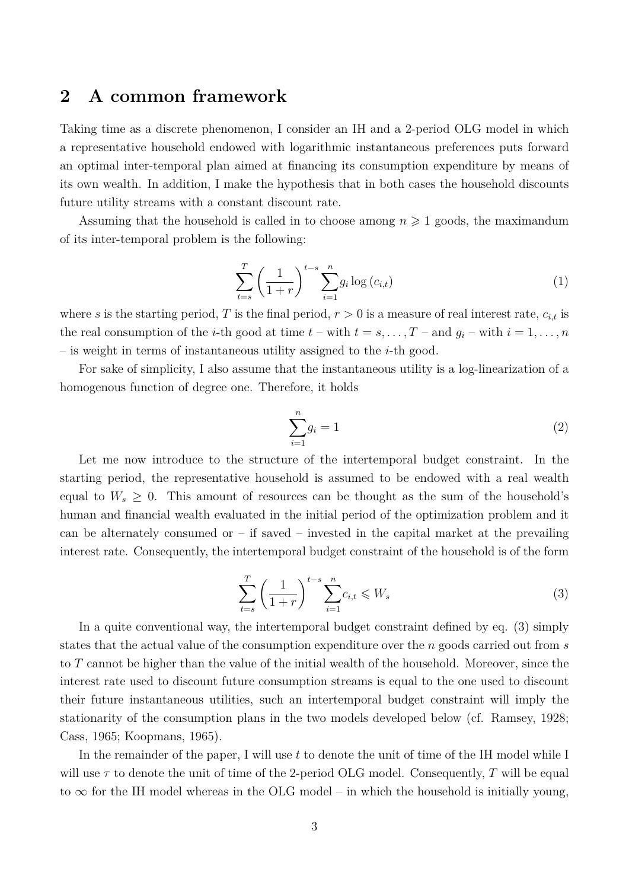## 2 A common framework

Taking time as a discrete phenomenon, I consider an IH and a 2-period OLG model in which a representative household endowed with logarithmic instantaneous preferences puts forward an optimal inter-temporal plan aimed at financing its consumption expenditure by means of its own wealth. In addition, I make the hypothesis that in both cases the household discounts future utility streams with a constant discount rate.

Assuming that the household is called in to choose among $n \geqslant 1$ goods, the maximandum of its inter-temporal problem is the following:

$$\sum_{t=s}^{T} \left(\frac{1}{1+r}\right)^{t-s} \sum_{i=1}^{n} g_i \log\left(c_{i,t}\right) \tag{1}$$

where $s$ is the starting period, $T$ is the final period, $r > 0$ is a measure of real interest rate, $c_{i,t}$ is the real consumption of the $i$-th good at time $t$ – with $t = s, \ldots, T$ – and $g_i$ – with $i = 1, \ldots, n$ – is weight in terms of instantaneous utility assigned to the $i$-th good.

For sake of simplicity, I also assume that the instantaneous utility is a log-linearization of a homogenous function of degree one. Therefore, it holds

$$\sum_{i=1}^{n} g_i = 1 \tag{2}$$

Let me now introduce to the structure of the intertemporal budget constraint. In the starting period, the representative household is assumed to be endowed with a real wealth equal to $W_s \geq 0$. This amount of resources can be thought as the sum of the household's human and financial wealth evaluated in the initial period of the optimization problem and it can be alternately consumed or – if saved – invested in the capital market at the prevailing interest rate. Consequently, the intertemporal budget constraint of the household is of the form

$$\sum_{t=s}^{T} \left(\frac{1}{1+r}\right)^{t-s} \sum_{i=1}^{n} c_{i,t} \leqslant W_s \tag{3}$$

In a quite conventional way, the intertemporal budget constraint defined by eq. (3) simply states that the actual value of the consumption expenditure over the $n$ goods carried out from $s$ to $T$ cannot be higher than the value of the initial wealth of the household. Moreover, since the interest rate used to discount future consumption streams is equal to the one used to discount their future instantaneous utilities, such an intertemporal budget constraint will imply the stationarity of the consumption plans in the two models developed below (cf. Ramsey, 1928; Cass, 1965; Koopmans, 1965).

In the remainder of the paper, I will use $t$ to denote the unit of time of the IH model while I will use $\tau$ to denote the unit of time of the 2-period OLG model. Consequently, $T$ will be equal to $\infty$ for the IH model whereas in the OLG model – in which the household is initially young,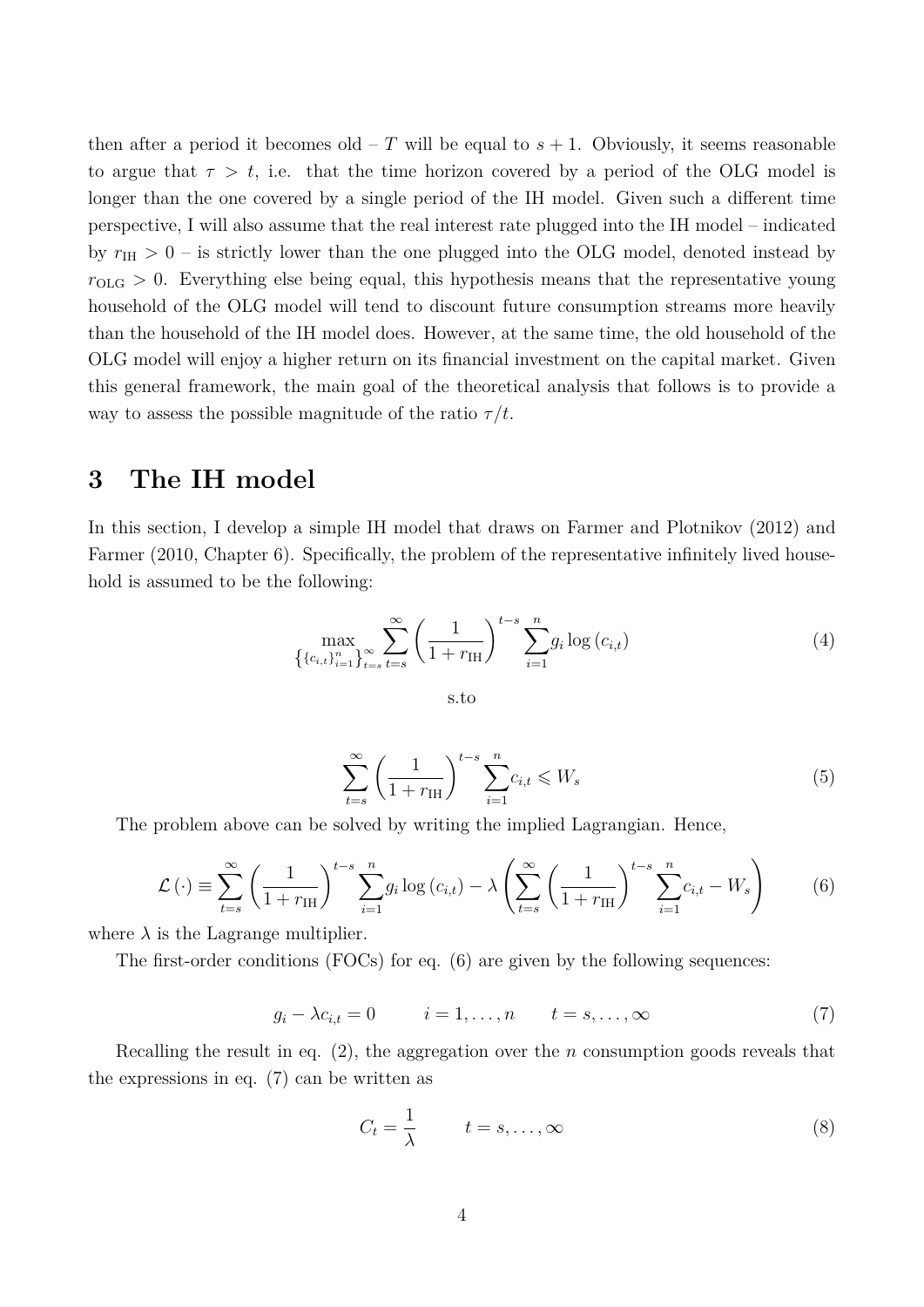then after a period it becomes old – $T$ will be equal to $s+1$. Obviously, it seems reasonable to argue that $\tau > t$, i.e. that the time horizon covered by a period of the OLG model is longer than the one covered by a single period of the IH model. Given such a different time perspective, I will also assume that the real interest rate plugged into the IH model – indicated by $r_{\text{IH}} > 0$ – is strictly lower than the one plugged into the OLG model, denoted instead by $r_{\text{OLG}} > 0$. Everything else being equal, this hypothesis means that the representative young household of the OLG model will tend to discount future consumption streams more heavily than the household of the IH model does. However, at the same time, the old household of the OLG model will enjoy a higher return on its financial investment on the capital market. Given this general framework, the main goal of the theoretical analysis that follows is to provide a way to assess the possible magnitude of the ratio $\tau/t$.

# 3 The IH model

In this section, I develop a simple IH model that draws on Farmer and Plotnikov (2012) and Farmer (2010, Chapter 6). Specifically, the problem of the representative infinitely lived household is assumed to be the following:

$$\max_{\left\{\{c_{i,t}\}_{i=1}^{n}\right\}_{t=s}^{\infty}} \sum_{t=s}^{\infty} \left(\frac{1}{1+r_{\text{IH}}}\right)^{t-s} \sum_{i=1}^{n} g_i \log\left(c_{i,t}\right) \tag{4}$$

s.to

$$\sum_{t=s}^{\infty} \left(\frac{1}{1+r_{\text{IH}}}\right)^{t-s} \sum_{i=1}^{n} c_{i,t} \leqslant W_s \tag{5}$$

The problem above can be solved by writing the implied Lagrangian. Hence,

$$\mathcal{L}\left(\cdot\right) \equiv \sum_{t=s}^{\infty} \left(\frac{1}{1+r_{\text{IH}}}\right)^{t-s} \sum_{i=1}^{n} g_i \log\left(c_{i,t}\right) - \lambda \left(\sum_{t=s}^{\infty} \left(\frac{1}{1+r_{\text{IH}}}\right)^{t-s} \sum_{i=1}^{n} c_{i,t} - W_s\right) \tag{6}$$

where $\lambda$ is the Lagrange multiplier.

The first-order conditions (FOCs) for eq. (6) are given by the following sequences:

$$g_i - \lambda c_{i,t} = 0 \qquad i = 1, \ldots, n \qquad t = s, \ldots, \infty \tag{7}$$

Recalling the result in eq. (2), the aggregation over the $n$ consumption goods reveals that the expressions in eq. (7) can be written as

$$C_t = \frac{1}{\lambda} \qquad t = s, \ldots, \infty \tag{8}$$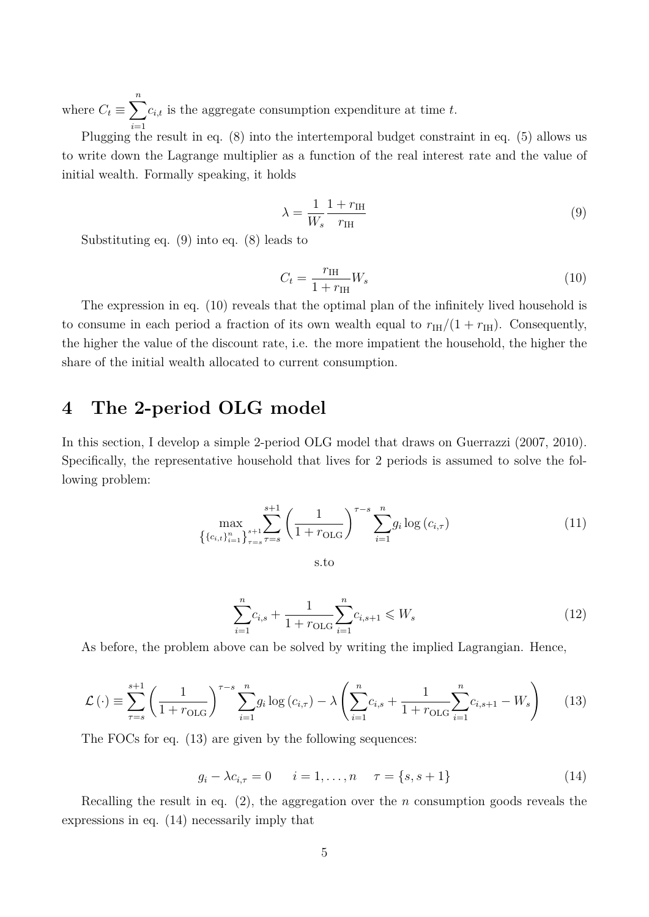where $C_t \equiv \sum_{i=1}^{n} c_{i,t}$ is the aggregate consumption expenditure at time $t$.

Plugging the result in eq. (8) into the intertemporal budget constraint in eq. (5) allows us to write down the Lagrange multiplier as a function of the real interest rate and the value of initial wealth. Formally speaking, it holds

$$\lambda = \frac{1}{W_s} \frac{1 + r_{\text{IH}}}{r_{\text{IH}}} \tag{9}$$

Substituting eq. (9) into eq. (8) leads to

$$C_t = \frac{r_{\text{IH}}}{1 + r_{\text{IH}}} W_s \tag{10}$$

The expression in eq. (10) reveals that the optimal plan of the infinitely lived household is to consume in each period a fraction of its own wealth equal to $r_{\text{IH}}/(1 + r_{\text{IH}})$. Consequently, the higher the value of the discount rate, i.e. the more impatient the household, the higher the share of the initial wealth allocated to current consumption.

# 4 The 2-period OLG model

In this section, I develop a simple 2-period OLG model that draws on Guerrazzi (2007, 2010). Specifically, the representative household that lives for 2 periods is assumed to solve the following problem:

$$\max_{\left\{\{c_{i,t}\}_{i=1}^{n}\right\}_{\tau=s}^{s+1}} \sum_{\tau=s}^{s+1} \left(\frac{1}{1 + r_{\text{OLG}}}\right)^{\tau - s} \sum_{i=1}^{n} g_i \log\left(c_{i,\tau}\right) \tag{11}$$

s.to

$$\sum_{i=1}^{n} c_{i,s} + \frac{1}{1 + r_{\text{OLG}}} \sum_{i=1}^{n} c_{i,s+1} \leqslant W_s \tag{12}$$

As before, the problem above can be solved by writing the implied Lagrangian. Hence,

$$\mathcal{L}\left(\cdot\right) \equiv \sum_{\tau=s}^{s+1} \left(\frac{1}{1 + r_{\text{OLG}}}\right)^{\tau - s} \sum_{i=1}^{n} g_i \log\left(c_{i,\tau}\right) - \lambda \left(\sum_{i=1}^{n} c_{i,s} + \frac{1}{1 + r_{\text{OLG}}} \sum_{i=1}^{n} c_{i,s+1} - W_s\right) \tag{13}$$

The FOCs for eq. (13) are given by the following sequences:

$$g_i - \lambda c_{i,\tau} = 0 \qquad i = 1, \ldots, n \qquad \tau = \{s, s+1\} \tag{14}$$

Recalling the result in eq. (2), the aggregation over the $n$ consumption goods reveals the expressions in eq. (14) necessarily imply that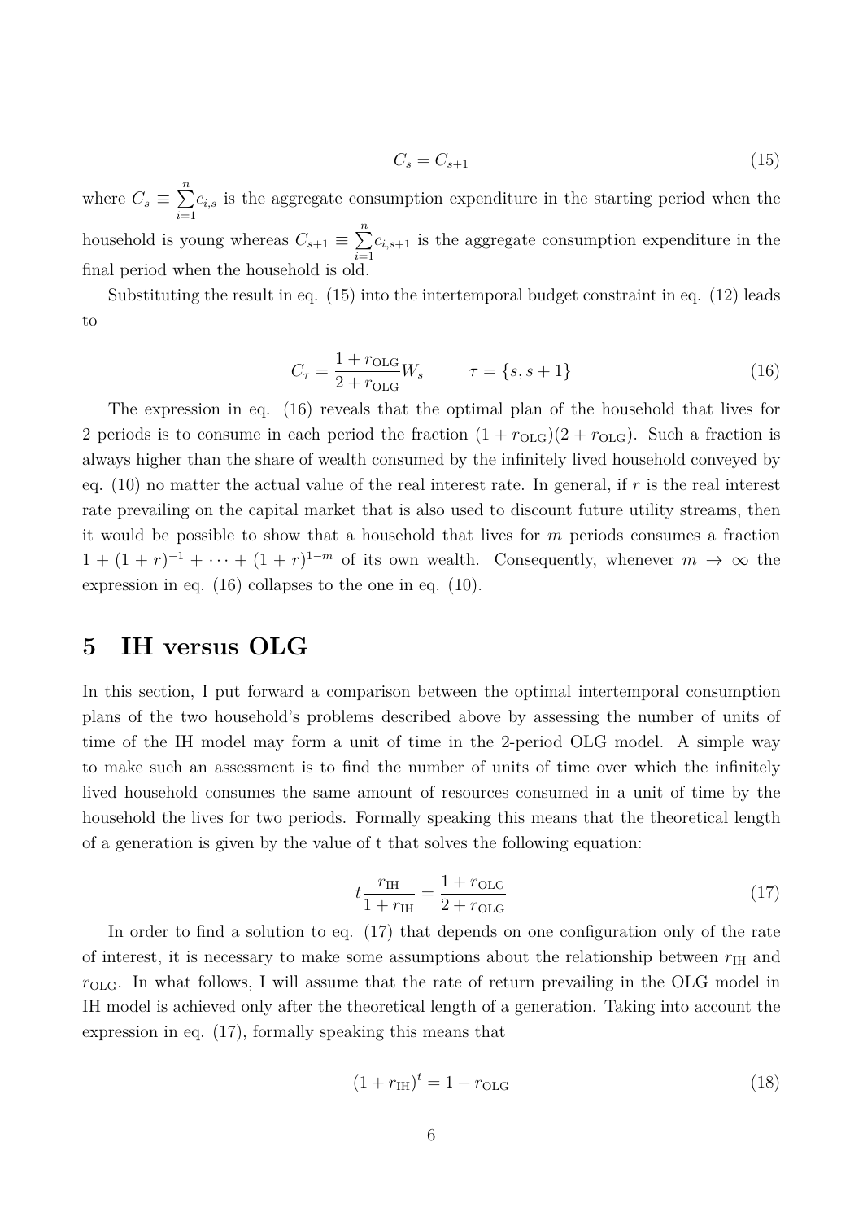$$C_s = C_{s+1} \tag{15}$$

where $C_s \equiv \sum_{i=1}^{n} c_{i,s}$ is the aggregate consumption expenditure in the starting period when the household is young whereas $C_{s+1} \equiv \sum_{i=1}^{n} c_{i,s+1}$ is the aggregate consumption expenditure in the final period when the household is old.

Substituting the result in eq. (15) into the intertemporal budget constraint in eq. (12) leads to

$$C_\tau = \frac{1 + r_{\text{OLG}}}{2 + r_{\text{OLG}}} W_s \qquad \tau = \{s, s+1\} \tag{16}$$

The expression in eq. (16) reveals that the optimal plan of the household that lives for 2 periods is to consume in each period the fraction $(1 + r_{\text{OLG}})(2 + r_{\text{OLG}})$. Such a fraction is always higher than the share of wealth consumed by the infinitely lived household conveyed by eq. (10) no matter the actual value of the real interest rate. In general, if $r$ is the real interest rate prevailing on the capital market that is also used to discount future utility streams, then it would be possible to show that a household that lives for $m$ periods consumes a fraction $1 + (1 + r)^{-1} + \cdots + (1 + r)^{1-m}$ of its own wealth. Consequently, whenever $m \to \infty$ the expression in eq. (16) collapses to the one in eq. (10).

## 5 IH versus OLG

In this section, I put forward a comparison between the optimal intertemporal consumption plans of the two household's problems described above by assessing the number of units of time of the IH model may form a unit of time in the 2-period OLG model. A simple way to make such an assessment is to find the number of units of time over which the infinitely lived household consumes the same amount of resources consumed in a unit of time by the household the lives for two periods. Formally speaking this means that the theoretical length of a generation is given by the value of t that solves the following equation:

$$t \frac{r_{\text{IH}}}{1 + r_{\text{IH}}} = \frac{1 + r_{\text{OLG}}}{2 + r_{\text{OLG}}} \tag{17}$$

In order to find a solution to eq. (17) that depends on one configuration only of the rate of interest, it is necessary to make some assumptions about the relationship between $r_{\text{IH}}$ and $r_{\text{OLG}}$. In what follows, I will assume that the rate of return prevailing in the OLG model in IH model is achieved only after the theoretical length of a generation. Taking into account the expression in eq. (17), formally speaking this means that

$$(1 + r_{\text{IH}})^t = 1 + r_{\text{OLG}} \tag{18}$$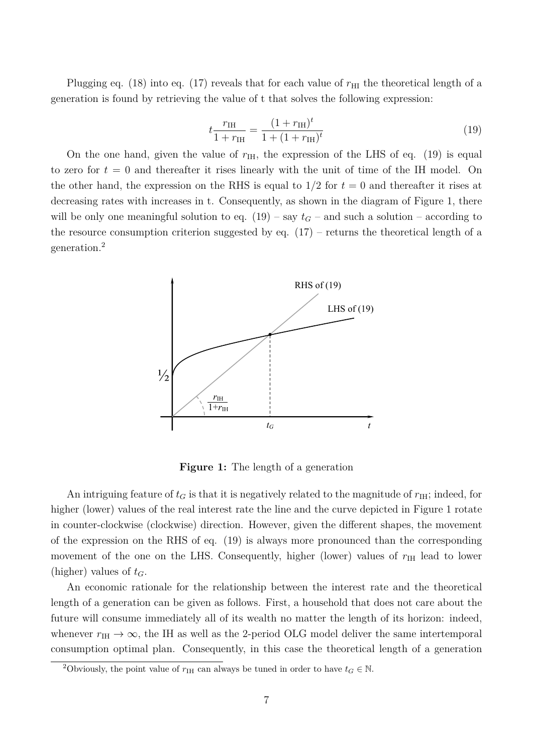Plugging eq. (18) into eq. (17) reveals that for each value of $r_{\mathrm{HI}}$ the theoretical length of a generation is found by retrieving the value of t that solves the following expression:

$$t\frac{r_{\mathrm{IH}}}{1+r_{\mathrm{IH}}} = \frac{(1+r_{\mathrm{IH}})^t}{1+(1+r_{\mathrm{IH}})^t} \tag{19}$$

On the one hand, given the value of $r_{\mathrm{IH}}$, the expression of the LHS of eq. (19) is equal to zero for $t = 0$ and thereafter it rises linearly with the unit of time of the IH model. On the other hand, the expression on the RHS is equal to $1/2$ for $t = 0$ and thereafter it rises at decreasing rates with increases in t. Consequently, as shown in the diagram of Figure 1, there will be only one meaningful solution to eq. (19) – say $t_G$ – and such a solution – according to the resource consumption criterion suggested by eq. (17) – returns the theoretical length of a generation.[2]

**Figure 1:** The length of a generation

An intriguing feature of $t_G$ is that it is negatively related to the magnitude of $r_{\mathrm{IH}}$; indeed, for higher (lower) values of the real interest rate the line and the curve depicted in Figure 1 rotate in counter-clockwise (clockwise) direction. However, given the different shapes, the movement of the expression on the RHS of eq. (19) is always more pronounced than the corresponding movement of the one on the LHS. Consequently, higher (lower) values of $r_{\mathrm{IH}}$ lead to lower (higher) values of $t_G$.

An economic rationale for the relationship between the interest rate and the theoretical length of a generation can be given as follows. First, a household that does not care about the future will consume immediately all of its wealth no matter the length of its horizon: indeed, whenever $r_{\mathrm{IH}} \to \infty$, the IH as well as the 2-period OLG model deliver the same intertemporal consumption optimal plan. Consequently, in this case the theoretical length of a generation

[2] Obviously, the point value of $r_{\mathrm{IH}}$ can always be tuned in order to have $t_G \in \mathbb{N}$.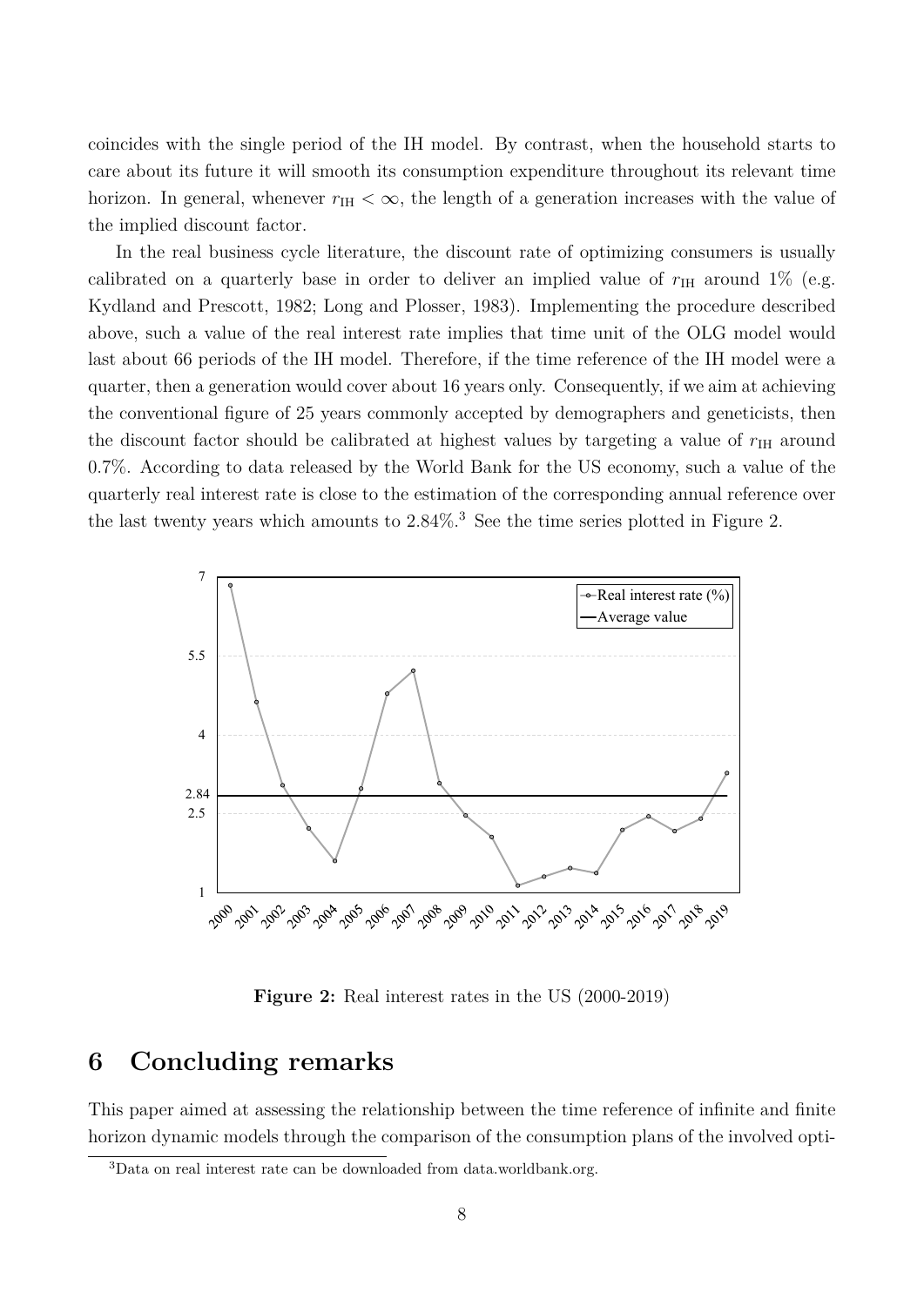coincides with the single period of the IH model. By contrast, when the household starts to care about its future it will smooth its consumption expenditure throughout its relevant time horizon. In general, whenever $r_{\mathrm{IH}} < \infty$, the length of a generation increases with the value of the implied discount factor.

In the real business cycle literature, the discount rate of optimizing consumers is usually calibrated on a quarterly base in order to deliver an implied value of $r_{\mathrm{IH}}$ around 1% (e.g. Kydland and Prescott, 1982; Long and Plosser, 1983). Implementing the procedure described above, such a value of the real interest rate implies that time unit of the OLG model would last about 66 periods of the IH model. Therefore, if the time reference of the IH model were a quarter, then a generation would cover about 16 years only. Consequently, if we aim at achieving the conventional figure of 25 years commonly accepted by demographers and geneticists, then the discount factor should be calibrated at highest values by targeting a value of $r_{\mathrm{IH}}$ around 0.7%. According to data released by the World Bank for the US economy, such a value of the quarterly real interest rate is close to the estimation of the corresponding annual reference over the last twenty years which amounts to 2.84%.[3] See the time series plotted in Figure 2.

**Figure 2:** Real interest rates in the US (2000-2019)

## 6 Concluding remarks

This paper aimed at assessing the relationship between the time reference of infinite and finite horizon dynamic models through the comparison of the consumption plans of the involved opti-

[3] Data on real interest rate can be downloaded from data.worldbank.org.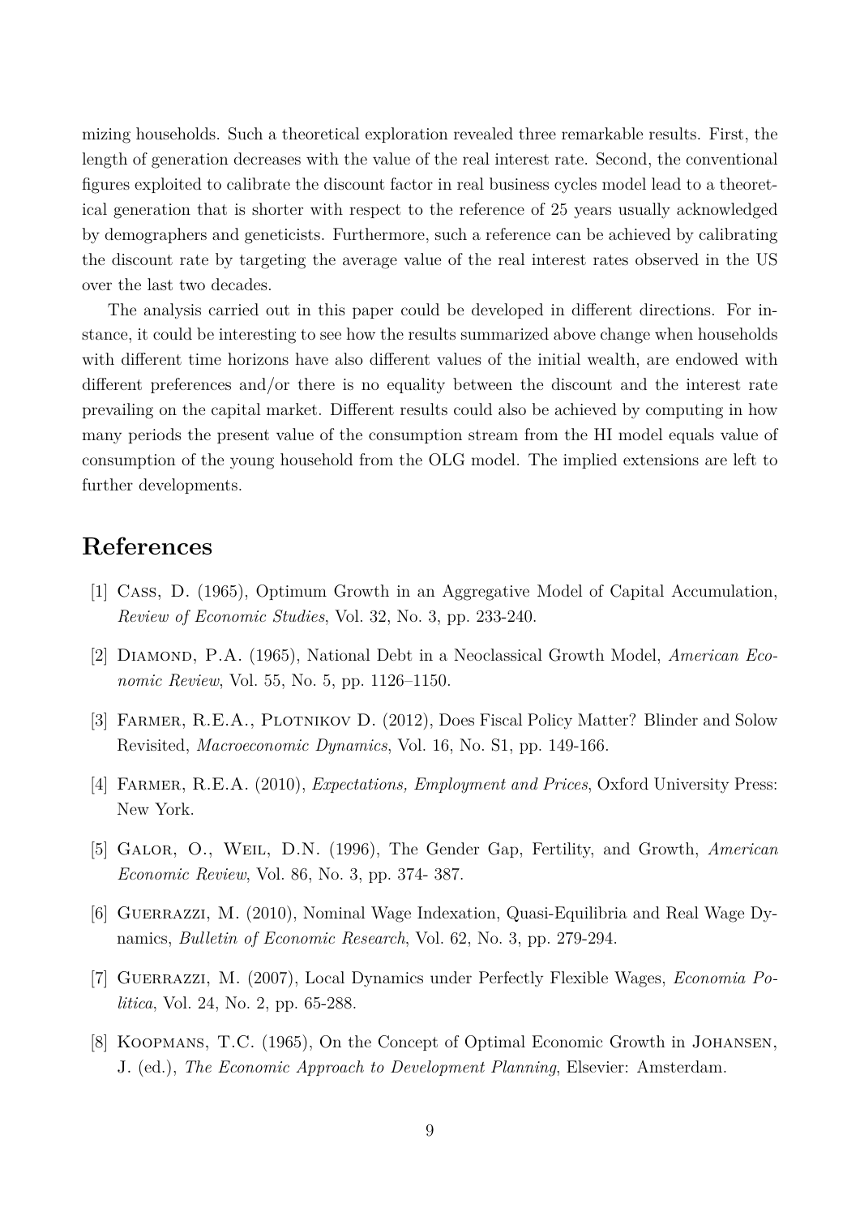mizing households. Such a theoretical exploration revealed three remarkable results. First, the length of generation decreases with the value of the real interest rate. Second, the conventional figures exploited to calibrate the discount factor in real business cycles model lead to a theoretical generation that is shorter with respect to the reference of 25 years usually acknowledged by demographers and geneticists. Furthermore, such a reference can be achieved by calibrating the discount rate by targeting the average value of the real interest rates observed in the US over the last two decades.

The analysis carried out in this paper could be developed in different directions. For instance, it could be interesting to see how the results summarized above change when households with different time horizons have also different values of the initial wealth, are endowed with different preferences and/or there is no equality between the discount and the interest rate prevailing on the capital market. Different results could also be achieved by computing in how many periods the present value of the consumption stream from the HI model equals value of consumption of the young household from the OLG model. The implied extensions are left to further developments.

# References

[1] Cass, D. (1965), Optimum Growth in an Aggregative Model of Capital Accumulation, *Review of Economic Studies*, Vol. 32, No. 3, pp. 233-240.

[2] Diamond, P.A. (1965), National Debt in a Neoclassical Growth Model, *American Economic Review*, Vol. 55, No. 5, pp. 1126–1150.

[3] Farmer, R.E.A., Plotnikov D. (2012), Does Fiscal Policy Matter? Blinder and Solow Revisited, *Macroeconomic Dynamics*, Vol. 16, No. S1, pp. 149-166.

[4] Farmer, R.E.A. (2010), *Expectations, Employment and Prices*, Oxford University Press: New York.

[5] Galor, O., Weil, D.N. (1996), The Gender Gap, Fertility, and Growth, *American Economic Review*, Vol. 86, No. 3, pp. 374- 387.

[6] Guerrazzi, M. (2010), Nominal Wage Indexation, Quasi-Equilibria and Real Wage Dynamics, *Bulletin of Economic Research*, Vol. 62, No. 3, pp. 279-294.

[7] Guerrazzi, M. (2007), Local Dynamics under Perfectly Flexible Wages, *Economia Politica*, Vol. 24, No. 2, pp. 65-288.

[8] Koopmans, T.C. (1965), On the Concept of Optimal Economic Growth in Johansen, J. (ed.), *The Economic Approach to Development Planning*, Elsevier: Amsterdam.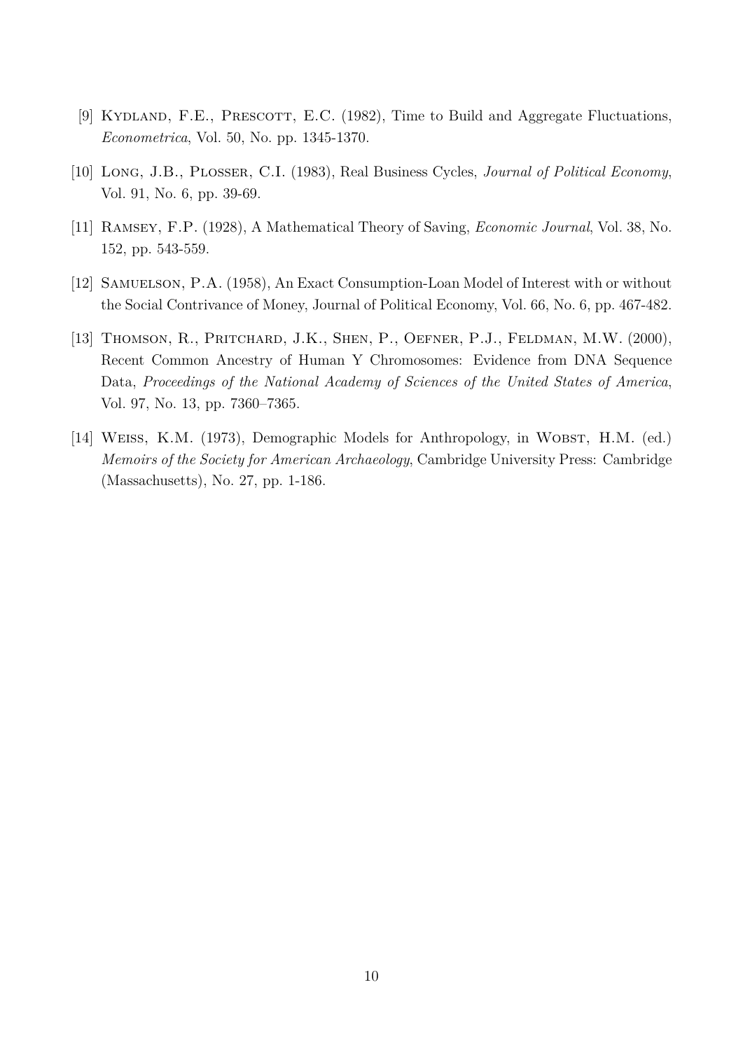[9] Kydland, F.E., Prescott, E.C. (1982), Time to Build and Aggregate Fluctuations, *Econometrica*, Vol. 50, No. pp. 1345-1370.

[10] Long, J.B., Plosser, C.I. (1983), Real Business Cycles, *Journal of Political Economy*, Vol. 91, No. 6, pp. 39-69.

[11] Ramsey, F.P. (1928), A Mathematical Theory of Saving, *Economic Journal*, Vol. 38, No. 152, pp. 543-559.

[12] Samuelson, P.A. (1958), An Exact Consumption-Loan Model of Interest with or without the Social Contrivance of Money, Journal of Political Economy, Vol. 66, No. 6, pp. 467-482.

[13] Thomson, R., Pritchard, J.K., Shen, P., Oefner, P.J., Feldman, M.W. (2000), Recent Common Ancestry of Human Y Chromosomes: Evidence from DNA Sequence Data, *Proceedings of the National Academy of Sciences of the United States of America*, Vol. 97, No. 13, pp. 7360–7365.

[14] Weiss, K.M. (1973), Demographic Models for Anthropology, in Wobst, H.M. (ed.) *Memoirs of the Society for American Archaeology*, Cambridge University Press: Cambridge (Massachusetts), No. 27, pp. 1-186.